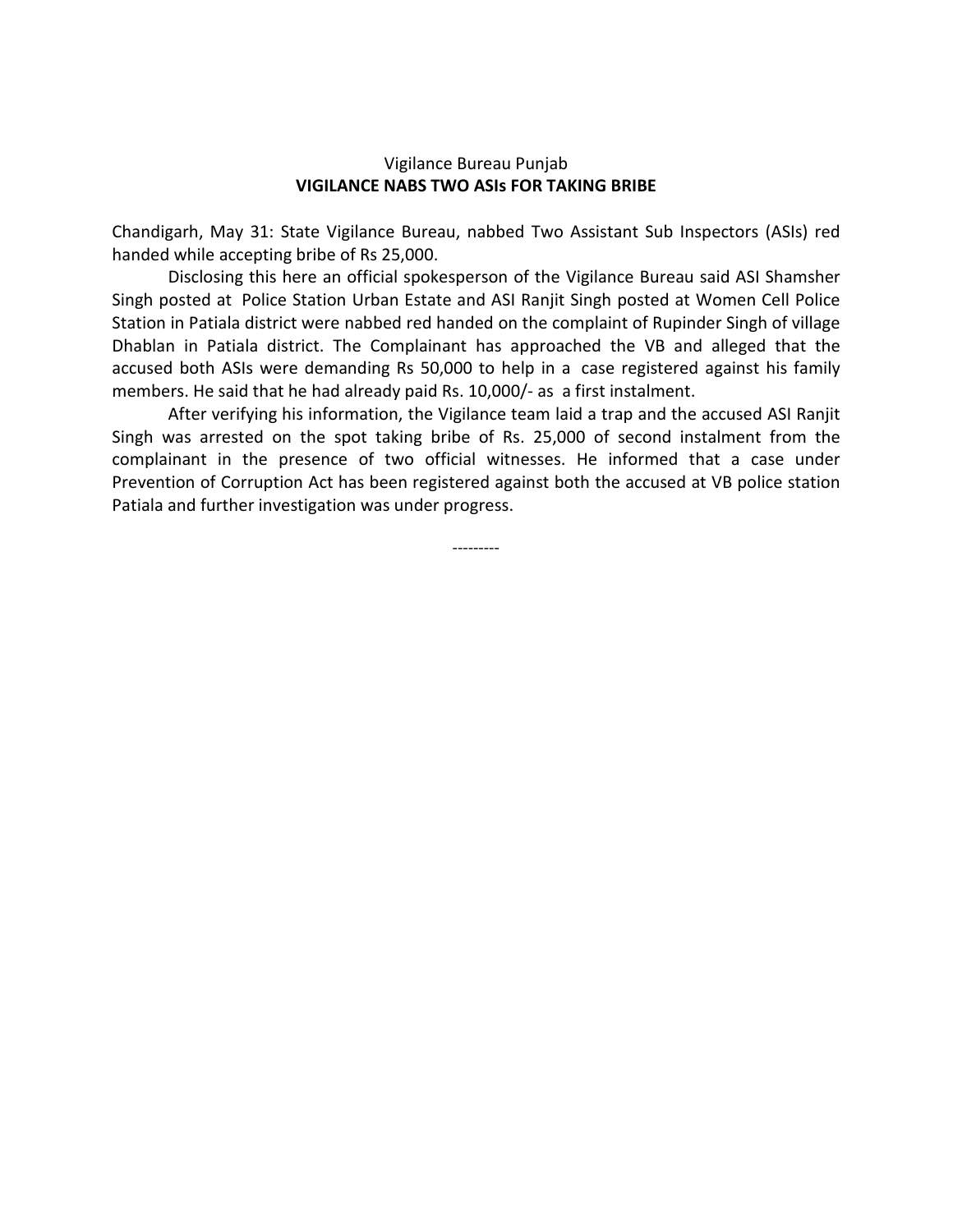Vigilance Bureau Punjab

**VIGILANCE NABS TWO ASIs FOR TAKING BRIBE**

Chandigarh, May 31: State Vigilance Bureau, nabbed Two Assistant Sub Inspectors (ASIs) red handed while accepting bribe of Rs 25,000.

Disclosing this here an official spokesperson of the Vigilance Bureau said ASI Shamsher Singh posted at Police Station Urban Estate and ASI Ranjit Singh posted at Women Cell Police Station in Patiala district were nabbed red handed on the complaint of Rupinder Singh of village Dhablan in Patiala district. The Complainant has approached the VB and alleged that the accused both ASIs were demanding Rs 50,000 to help in a case registered against his family members. He said that he had already paid Rs. 10,000/- as a first instalment.

After verifying his information, the Vigilance team laid a trap and the accused ASI Ranjit Singh was arrested on the spot taking bribe of Rs. 25,000 of second instalment from the complainant in the presence of two official witnesses. He informed that a case under Prevention of Corruption Act has been registered against both the accused at VB police station Patiala and further investigation was under progress.

---------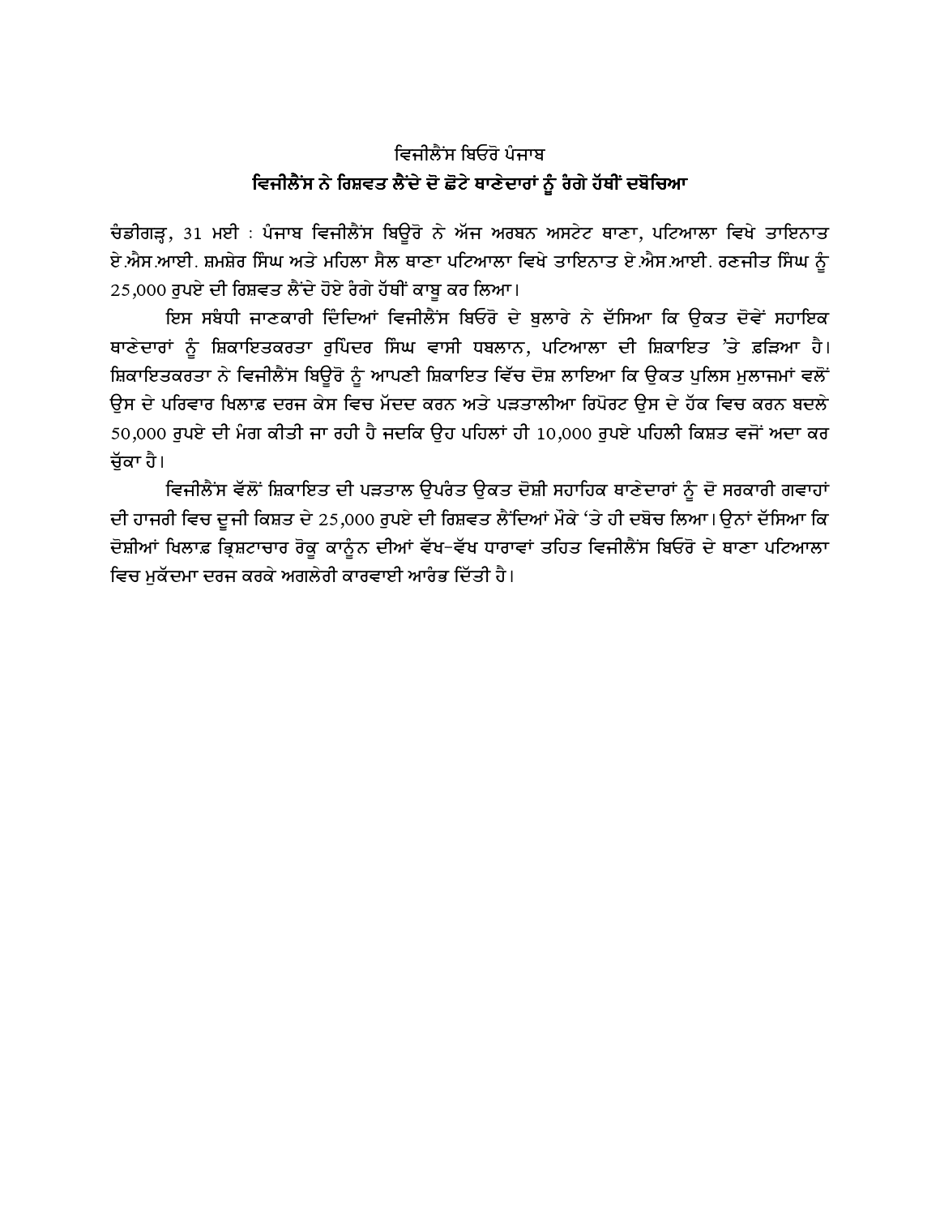ਵਿਜੀਲੈਂਸ ਬਿਓਰੋ ਪੰਜਾਬ

**ਵਿਜੀਲੈਂਸ ਨੇ ਰਿਸ਼ਵਤ ਲੈਂਦੇ ਦੋ ਛੋਟੇ ਥਾਣੇਦਾਰਾਂ ਨੂੰ ਰੰਗੇ ਹੱਥੀਂ ਦਬੋਚਿਆ**

ਚੰਡੀਗੜ੍ਹ, 31 ਮਈ : ਪੰਜਾਬ ਵਿਜੀਲੈਂਸ ਬਿਊਰੋ ਨੇ ਅੱਜ ਅਰਬਨ ਅਸਟੇਟ ਥਾਣਾ, ਪਟਿਆਲਾ ਵਿਖੇ ਤਾਇਨਾਤ ਏ.ਐਸ.ਆਈ. ਸ਼ਮਸ਼ੇਰ ਸਿੰਘ ਅਤੇ ਮਹਿਲਾ ਸੈਲ ਥਾਣਾ ਪਟਿਆਲਾ ਵਿਖੇ ਤਾਇਨਾਤ ਏ.ਐਸ.ਆਈ. ਰਣਜੀਤ ਸਿੰਘ ਨੂੰ 25,000 ਰੁਪਏ ਦੀ ਰਿਸ਼ਵਤ ਲੈਂਦੇ ਹੋਏ ਰੰਗੇ ਹੱਥੀਂ ਕਾਬੂ ਕਰ ਲਿਆ।

ਇਸ ਸਬੰਧੀ ਜਾਣਕਾਰੀ ਦਿੰਦਿਆਂ ਵਿਜੀਲੈਂਸ ਬਿਓਰੋ ਦੇ ਬੁਲਾਰੇ ਨੇ ਦੱਸਿਆ ਕਿ ਉਕਤ ਦੋਵੇਂ ਸਹਾਇਕ ਥਾਣੇਦਾਰਾਂ ਨੂੰ ਸ਼ਿਕਾਇਤਕਰਤਾ ਰੁਪਿੰਦਰ ਸਿੰਘ ਵਾਸੀ ਧਬਲਾਨ, ਪਟਿਆਲਾ ਦੀ ਸ਼ਿਕਾਇਤ 'ਤੇ ਫੜਿਆ ਹੈ। ਸ਼ਿਕਾਇਤਕਰਤਾ ਨੇ ਵਿਜੀਲੈਂਸ ਬਿਊਰੋ ਨੂੰ ਆਪਣੀ ਸ਼ਿਕਾਇਤ ਵਿੱਚ ਦੋਸ਼ ਲਾਇਆ ਕਿ ਉਕਤ ਪੁਲਿਸ ਮੁਲਾਜਮਾਂ ਵਲੋਂ ਉਸ ਦੇ ਪਰਿਵਾਰ ਖਿਲਾਫ਼ ਦਰਜ ਕੇਸ ਵਿਚ ਮੱਦਦ ਕਰਨ ਅਤੇ ਪੜਤਾਲੀਆ ਰਿਪੋਰਟ ਉਸ ਦੇ ਹੱਕ ਵਿਚ ਕਰਨ ਬਦਲੇ 50,000 ਰੁਪਏ ਦੀ ਮੰਗ ਕੀਤੀ ਜਾ ਰਹੀ ਹੈ ਜਦਕਿ ਉਹ ਪਹਿਲਾਂ ਹੀ 10,000 ਰੁਪਏ ਪਹਿਲੀ ਕਿਸ਼ਤ ਵਜੋਂ ਅਦਾ ਕਰ ਚੁੱਕਾ ਹੈ।

ਵਿਜੀਲੈਂਸ ਵੱਲੋਂ ਸ਼ਿਕਾਇਤ ਦੀ ਪੜਤਾਲ ਉਪਰੰਤ ਉਕਤ ਦੋਸ਼ੀ ਸਹਾਹਿਕ ਥਾਣੇਦਾਰਾਂ ਨੂੰ ਦੋ ਸਰਕਾਰੀ ਗਵਾਹਾਂ ਦੀ ਹਾਜਰੀ ਵਿਚ ਦੂਜੀ ਕਿਸ਼ਤ ਦੇ 25,000 ਰੁਪਏ ਦੀ ਰਿਸ਼ਵਤ ਲੈਂਦਿਆਂ ਮੌਕੇ 'ਤੇ ਹੀ ਦਬੋਚ ਲਿਆ। ਉਨਾਂ ਦੱਸਿਆ ਕਿ ਦੋਸ਼ੀਆਂ ਖਿਲਾਫ਼ ਭ੍ਰਿਸ਼ਟਾਚਾਰ ਰੋਕੂ ਕਾਨੂੰਨ ਦੀਆਂ ਵੱਖ-ਵੱਖ ਧਾਰਾਵਾਂ ਤਹਿਤ ਵਿਜੀਲੈਂਸ ਬਿਓਰੋ ਦੇ ਥਾਣਾ ਪਟਿਆਲਾ ਵਿਚ ਮੁਕੱਦਮਾ ਦਰਜ ਕਰਕੇ ਅਗਲੇਰੀ ਕਾਰਵਾਈ ਆਰੰਭ ਦਿੱਤੀ ਹੈ।